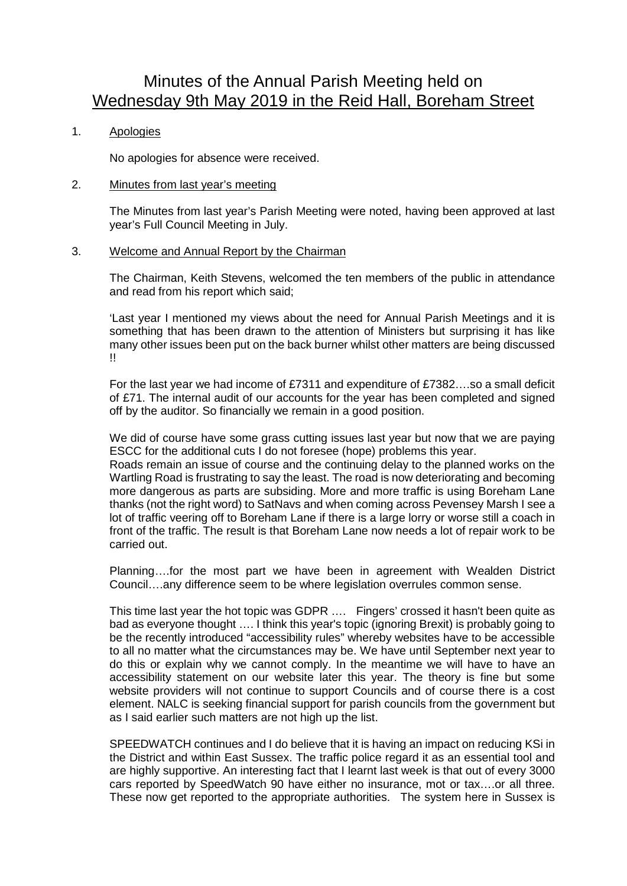# Minutes of the Annual Parish Meeting held on Wednesday 9th May 2019 in the Reid Hall, Boreham Street

1. Apologies

   No apologies for absence were received.

2. Minutes from last year's meeting

   The Minutes from last year's Parish Meeting were noted, having been approved at last year's Full Council Meeting in July.

3. Welcome and Annual Report by the Chairman

   The Chairman, Keith Stevens, welcomed the ten members of the public in attendance and read from his report which said;

   'Last year I mentioned my views about the need for Annual Parish Meetings and it is something that has been drawn to the attention of Ministers but surprising it has like many other issues been put on the back burner whilst other matters are being discussed !!

   For the last year we had income of £7311 and expenditure of £7382….so a small deficit of £71. The internal audit of our accounts for the year has been completed and signed off by the auditor. So financially we remain in a good position.

   We did of course have some grass cutting issues last year but now that we are paying ESCC for the additional cuts I do not foresee (hope) problems this year.
   Roads remain an issue of course and the continuing delay to the planned works on the Wartling Road is frustrating to say the least. The road is now deteriorating and becoming more dangerous as parts are subsiding. More and more traffic is using Boreham Lane thanks (not the right word) to SatNavs and when coming across Pevensey Marsh I see a lot of traffic veering off to Boreham Lane if there is a large lorry or worse still a coach in front of the traffic. The result is that Boreham Lane now needs a lot of repair work to be carried out.

   Planning….for the most part we have been in agreement with Wealden District Council….any difference seem to be where legislation overrules common sense.

   This time last year the hot topic was GDPR …. Fingers' crossed it hasn't been quite as bad as everyone thought …. I think this year's topic (ignoring Brexit) is probably going to be the recently introduced "accessibility rules" whereby websites have to be accessible to all no matter what the circumstances may be. We have until September next year to do this or explain why we cannot comply. In the meantime we will have to have an accessibility statement on our website later this year. The theory is fine but some website providers will not continue to support Councils and of course there is a cost element. NALC is seeking financial support for parish councils from the government but as I said earlier such matters are not high up the list.

   SPEEDWATCH continues and I do believe that it is having an impact on reducing KSi in the District and within East Sussex. The traffic police regard it as an essential tool and are highly supportive. An interesting fact that I learnt last week is that out of every 3000 cars reported by SpeedWatch 90 have either no insurance, mot or tax….or all three. These now get reported to the appropriate authorities. The system here in Sussex is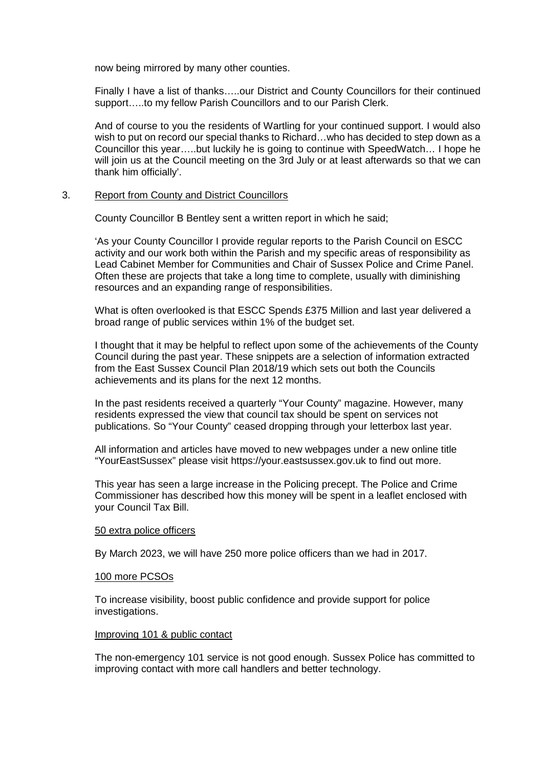now being mirrored by many other counties.

Finally I have a list of thanks…..our District and County Councillors for their continued support…..to my fellow Parish Councillors and to our Parish Clerk.

And of course to you the residents of Wartling for your continued support. I would also wish to put on record our special thanks to Richard…who has decided to step down as a Councillor this year…..but luckily he is going to continue with SpeedWatch… I hope he will join us at the Council meeting on the 3rd July or at least afterwards so that we can thank him officially'.

3. <u>Report from County and District Councillors</u>

County Councillor B Bentley sent a written report in which he said;

'As your County Councillor I provide regular reports to the Parish Council on ESCC activity and our work both within the Parish and my specific areas of responsibility as Lead Cabinet Member for Communities and Chair of Sussex Police and Crime Panel. Often these are projects that take a long time to complete, usually with diminishing resources and an expanding range of responsibilities.

What is often overlooked is that ESCC Spends £375 Million and last year delivered a broad range of public services within 1% of the budget set.

I thought that it may be helpful to reflect upon some of the achievements of the County Council during the past year. These snippets are a selection of information extracted from the East Sussex Council Plan 2018/19 which sets out both the Councils achievements and its plans for the next 12 months.

In the past residents received a quarterly "Your County" magazine. However, many residents expressed the view that council tax should be spent on services not publications. So "Your County" ceased dropping through your letterbox last year.

All information and articles have moved to new webpages under a new online title "YourEastSussex" please visit https://your.eastsussex.gov.uk to find out more.

This year has seen a large increase in the Policing precept. The Police and Crime Commissioner has described how this money will be spent in a leaflet enclosed with your Council Tax Bill.

<u>50 extra police officers</u>

By March 2023, we will have 250 more police officers than we had in 2017.

<u>100 more PCSOs</u>

To increase visibility, boost public confidence and provide support for police investigations.

<u>Improving 101 & public contact</u>

The non-emergency 101 service is not good enough. Sussex Police has committed to improving contact with more call handlers and better technology.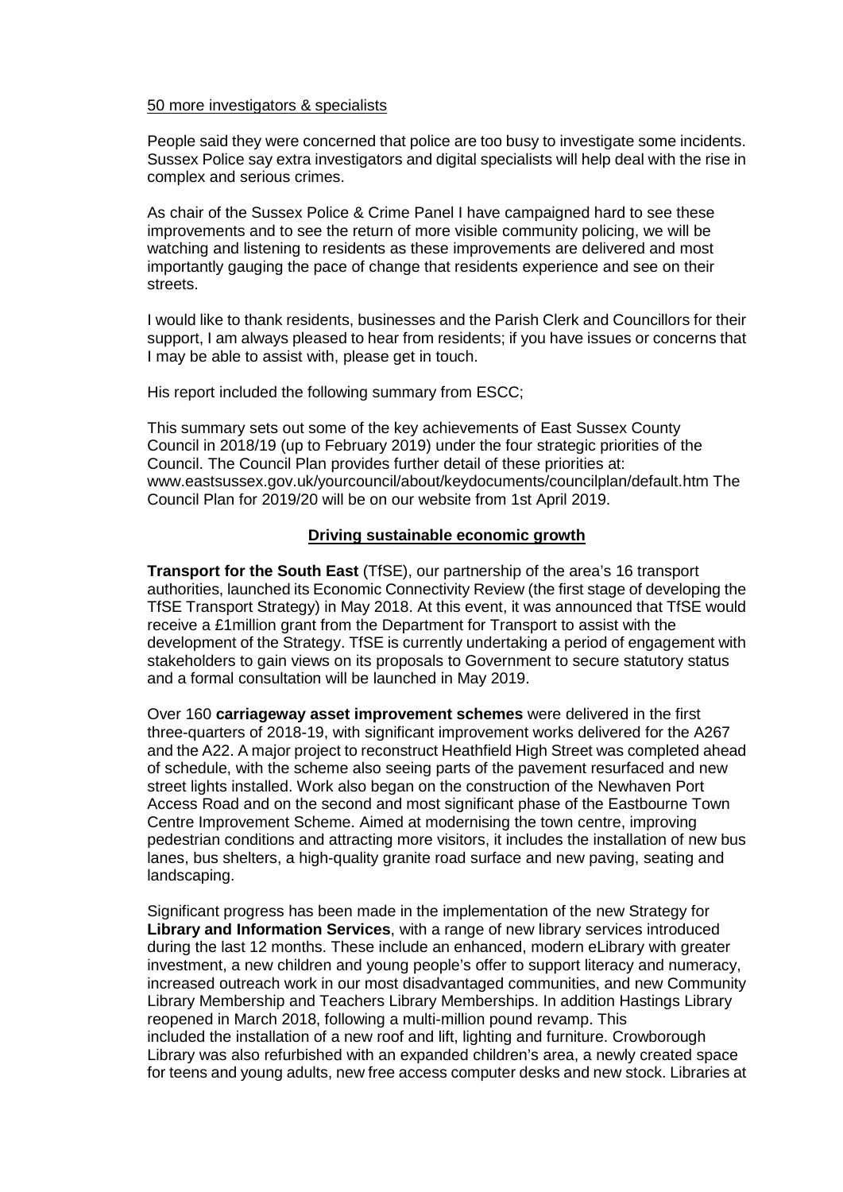50 more investigators & specialists

People said they were concerned that police are too busy to investigate some incidents. Sussex Police say extra investigators and digital specialists will help deal with the rise in complex and serious crimes.

As chair of the Sussex Police & Crime Panel I have campaigned hard to see these improvements and to see the return of more visible community policing, we will be watching and listening to residents as these improvements are delivered and most importantly gauging the pace of change that residents experience and see on their streets.

I would like to thank residents, businesses and the Parish Clerk and Councillors for their support, I am always pleased to hear from residents; if you have issues or concerns that I may be able to assist with, please get in touch.

His report included the following summary from ESCC;

This summary sets out some of the key achievements of East Sussex County Council in 2018/19 (up to February 2019) under the four strategic priorities of the Council. The Council Plan provides further detail of these priorities at: www.eastsussex.gov.uk/yourcouncil/about/keydocuments/councilplan/default.htm The Council Plan for 2019/20 will be on our website from 1st April 2019.

## Driving sustainable economic growth

**Transport for the South East** (TfSE), our partnership of the area's 16 transport authorities, launched its Economic Connectivity Review (the first stage of developing the TfSE Transport Strategy) in May 2018. At this event, it was announced that TfSE would receive a £1million grant from the Department for Transport to assist with the development of the Strategy. TfSE is currently undertaking a period of engagement with stakeholders to gain views on its proposals to Government to secure statutory status and a formal consultation will be launched in May 2019.

Over 160 **carriageway asset improvement schemes** were delivered in the first three-quarters of 2018-19, with significant improvement works delivered for the A267 and the A22. A major project to reconstruct Heathfield High Street was completed ahead of schedule, with the scheme also seeing parts of the pavement resurfaced and new street lights installed. Work also began on the construction of the Newhaven Port Access Road and on the second and most significant phase of the Eastbourne Town Centre Improvement Scheme. Aimed at modernising the town centre, improving pedestrian conditions and attracting more visitors, it includes the installation of new bus lanes, bus shelters, a high-quality granite road surface and new paving, seating and landscaping.

Significant progress has been made in the implementation of the new Strategy for **Library and Information Services**, with a range of new library services introduced during the last 12 months. These include an enhanced, modern eLibrary with greater investment, a new children and young people's offer to support literacy and numeracy, increased outreach work in our most disadvantaged communities, and new Community Library Membership and Teachers Library Memberships. In addition Hastings Library reopened in March 2018, following a multi-million pound revamp. This included the installation of a new roof and lift, lighting and furniture. Crowborough Library was also refurbished with an expanded children's area, a newly created space for teens and young adults, new free access computer desks and new stock. Libraries at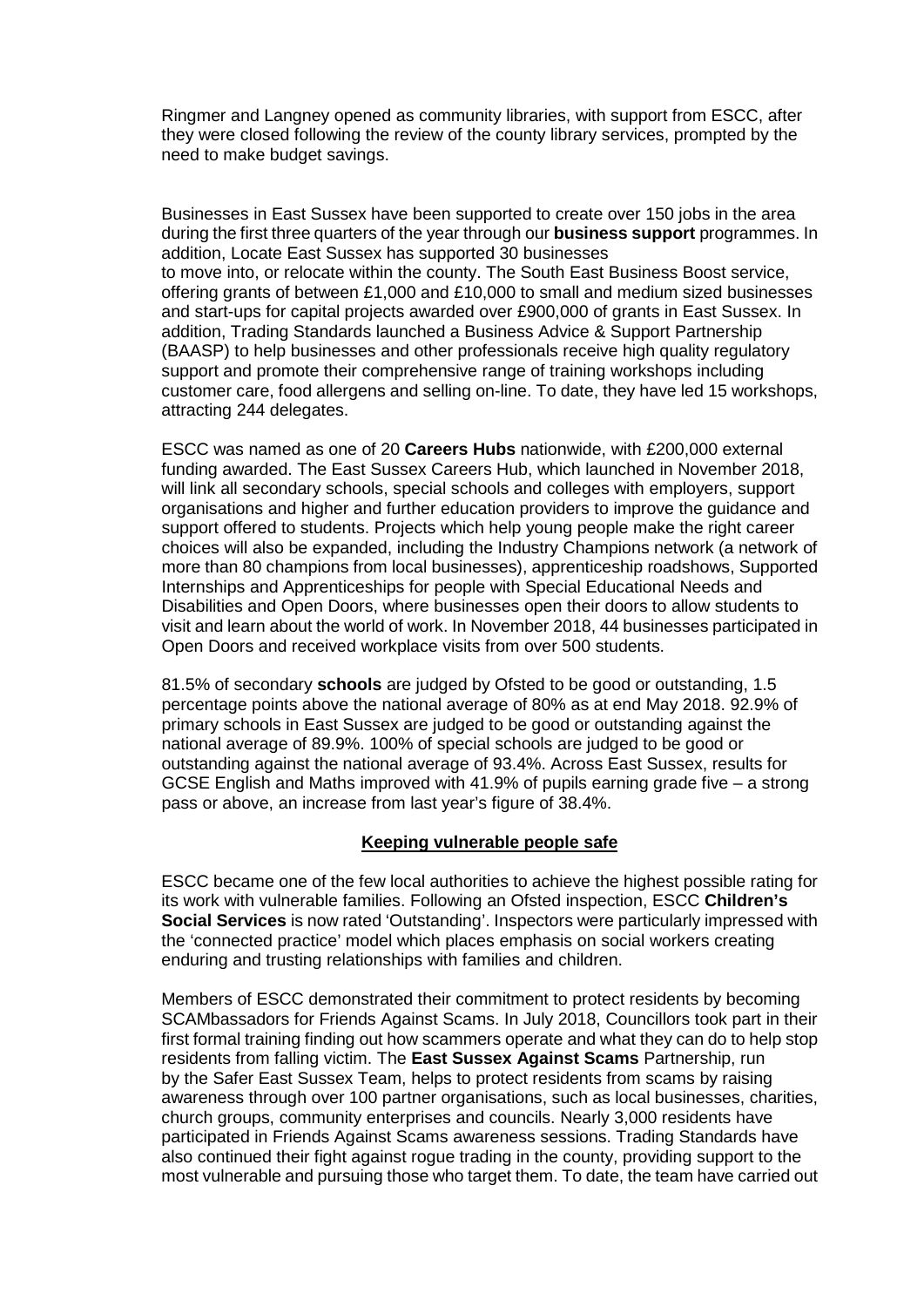Ringmer and Langney opened as community libraries, with support from ESCC, after they were closed following the review of the county library services, prompted by the need to make budget savings.

Businesses in East Sussex have been supported to create over 150 jobs in the area during the first three quarters of the year through our **business support** programmes. In addition, Locate East Sussex has supported 30 businesses to move into, or relocate within the county. The South East Business Boost service, offering grants of between £1,000 and £10,000 to small and medium sized businesses and start-ups for capital projects awarded over £900,000 of grants in East Sussex. In addition, Trading Standards launched a Business Advice & Support Partnership (BAASP) to help businesses and other professionals receive high quality regulatory support and promote their comprehensive range of training workshops including customer care, food allergens and selling on-line. To date, they have led 15 workshops, attracting 244 delegates.

ESCC was named as one of 20 **Careers Hubs** nationwide, with £200,000 external funding awarded. The East Sussex Careers Hub, which launched in November 2018, will link all secondary schools, special schools and colleges with employers, support organisations and higher and further education providers to improve the guidance and support offered to students. Projects which help young people make the right career choices will also be expanded, including the Industry Champions network (a network of more than 80 champions from local businesses), apprenticeship roadshows, Supported Internships and Apprenticeships for people with Special Educational Needs and Disabilities and Open Doors, where businesses open their doors to allow students to visit and learn about the world of work. In November 2018, 44 businesses participated in Open Doors and received workplace visits from over 500 students.

81.5% of secondary **schools** are judged by Ofsted to be good or outstanding, 1.5 percentage points above the national average of 80% as at end May 2018. 92.9% of primary schools in East Sussex are judged to be good or outstanding against the national average of 89.9%. 100% of special schools are judged to be good or outstanding against the national average of 93.4%. Across East Sussex, results for GCSE English and Maths improved with 41.9% of pupils earning grade five – a strong pass or above, an increase from last year's figure of 38.4%.

## Keeping vulnerable people safe

ESCC became one of the few local authorities to achieve the highest possible rating for its work with vulnerable families. Following an Ofsted inspection, ESCC **Children's Social Services** is now rated 'Outstanding'. Inspectors were particularly impressed with the 'connected practice' model which places emphasis on social workers creating enduring and trusting relationships with families and children.

Members of ESCC demonstrated their commitment to protect residents by becoming SCAMbassadors for Friends Against Scams. In July 2018, Councillors took part in their first formal training finding out how scammers operate and what they can do to help stop residents from falling victim. The **East Sussex Against Scams** Partnership, run by the Safer East Sussex Team, helps to protect residents from scams by raising awareness through over 100 partner organisations, such as local businesses, charities, church groups, community enterprises and councils. Nearly 3,000 residents have participated in Friends Against Scams awareness sessions. Trading Standards have also continued their fight against rogue trading in the county, providing support to the most vulnerable and pursuing those who target them. To date, the team have carried out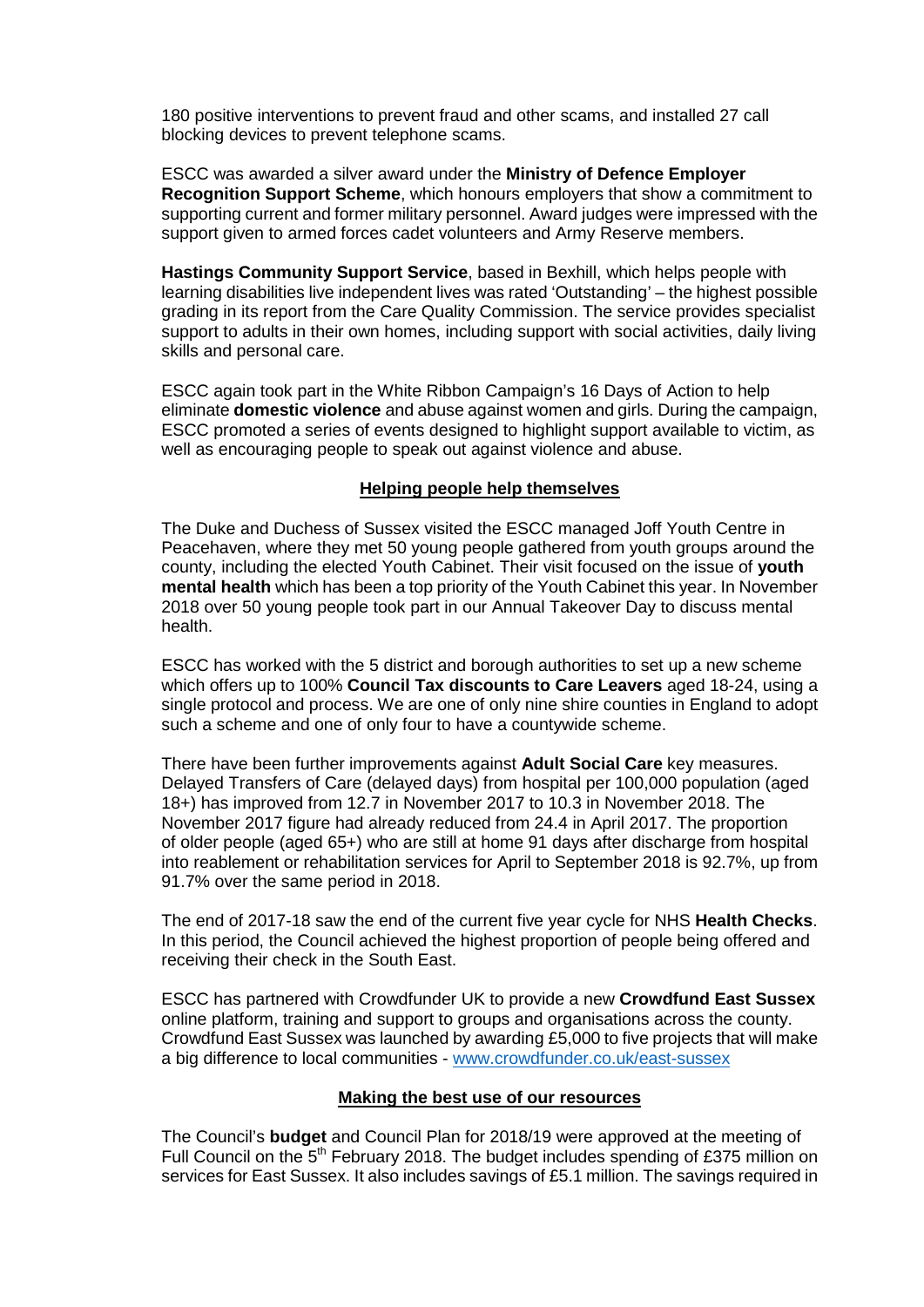180 positive interventions to prevent fraud and other scams, and installed 27 call blocking devices to prevent telephone scams.

ESCC was awarded a silver award under the **Ministry of Defence Employer Recognition Support Scheme**, which honours employers that show a commitment to supporting current and former military personnel. Award judges were impressed with the support given to armed forces cadet volunteers and Army Reserve members.

**Hastings Community Support Service**, based in Bexhill, which helps people with learning disabilities live independent lives was rated 'Outstanding' – the highest possible grading in its report from the Care Quality Commission. The service provides specialist support to adults in their own homes, including support with social activities, daily living skills and personal care.

ESCC again took part in the White Ribbon Campaign's 16 Days of Action to help eliminate **domestic violence** and abuse against women and girls. During the campaign, ESCC promoted a series of events designed to highlight support available to victim, as well as encouraging people to speak out against violence and abuse.

## Helping people help themselves

The Duke and Duchess of Sussex visited the ESCC managed Joff Youth Centre in Peacehaven, where they met 50 young people gathered from youth groups around the county, including the elected Youth Cabinet. Their visit focused on the issue of **youth mental health** which has been a top priority of the Youth Cabinet this year. In November 2018 over 50 young people took part in our Annual Takeover Day to discuss mental health.

ESCC has worked with the 5 district and borough authorities to set up a new scheme which offers up to 100% **Council Tax discounts to Care Leavers** aged 18-24, using a single protocol and process. We are one of only nine shire counties in England to adopt such a scheme and one of only four to have a countywide scheme.

There have been further improvements against **Adult Social Care** key measures. Delayed Transfers of Care (delayed days) from hospital per 100,000 population (aged 18+) has improved from 12.7 in November 2017 to 10.3 in November 2018. The November 2017 figure had already reduced from 24.4 in April 2017. The proportion of older people (aged 65+) who are still at home 91 days after discharge from hospital into reablement or rehabilitation services for April to September 2018 is 92.7%, up from 91.7% over the same period in 2018.

The end of 2017-18 saw the end of the current five year cycle for NHS **Health Checks**. In this period, the Council achieved the highest proportion of people being offered and receiving their check in the South East.

ESCC has partnered with Crowdfunder UK to provide a new **Crowdfund East Sussex** online platform, training and support to groups and organisations across the county. Crowdfund East Sussex was launched by awarding £5,000 to five projects that will make a big difference to local communities - [www.crowdfunder.co.uk/east-sussex](http://www.crowdfunder.co.uk/east-sussex)

## Making the best use of our resources

The Council's **budget** and Council Plan for 2018/19 were approved at the meeting of Full Council on the 5th February 2018. The budget includes spending of £375 million on services for East Sussex. It also includes savings of £5.1 million. The savings required in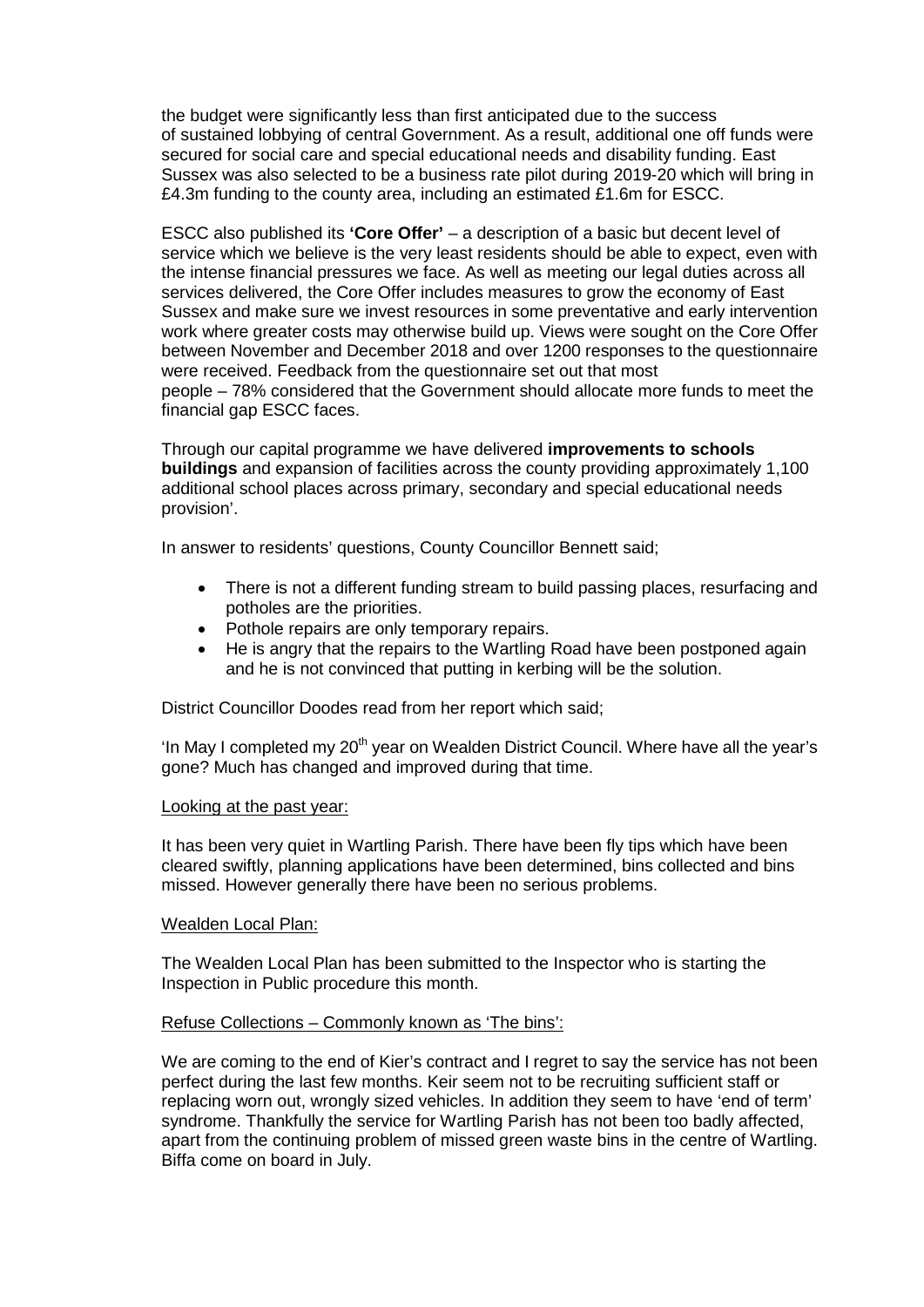the budget were significantly less than first anticipated due to the success of sustained lobbying of central Government. As a result, additional one off funds were secured for social care and special educational needs and disability funding. East Sussex was also selected to be a business rate pilot during 2019-20 which will bring in £4.3m funding to the county area, including an estimated £1.6m for ESCC.

ESCC also published its **'Core Offer'** – a description of a basic but decent level of service which we believe is the very least residents should be able to expect, even with the intense financial pressures we face. As well as meeting our legal duties across all services delivered, the Core Offer includes measures to grow the economy of East Sussex and make sure we invest resources in some preventative and early intervention work where greater costs may otherwise build up. Views were sought on the Core Offer between November and December 2018 and over 1200 responses to the questionnaire were received. Feedback from the questionnaire set out that most people – 78% considered that the Government should allocate more funds to meet the financial gap ESCC faces.

Through our capital programme we have delivered **improvements to schools buildings** and expansion of facilities across the county providing approximately 1,100 additional school places across primary, secondary and special educational needs provision'.

In answer to residents' questions, County Councillor Bennett said;

- There is not a different funding stream to build passing places, resurfacing and potholes are the priorities.
- Pothole repairs are only temporary repairs.
- He is angry that the repairs to the Wartling Road have been postponed again and he is not convinced that putting in kerbing will be the solution.

District Councillor Doodes read from her report which said;

'In May I completed my 20th year on Wealden District Council. Where have all the year's gone? Much has changed and improved during that time.

Looking at the past year:

It has been very quiet in Wartling Parish. There have been fly tips which have been cleared swiftly, planning applications have been determined, bins collected and bins missed. However generally there have been no serious problems.

Wealden Local Plan:

The Wealden Local Plan has been submitted to the Inspector who is starting the Inspection in Public procedure this month.

Refuse Collections – Commonly known as 'The bins':

We are coming to the end of Kier's contract and I regret to say the service has not been perfect during the last few months. Keir seem not to be recruiting sufficient staff or replacing worn out, wrongly sized vehicles. In addition they seem to have 'end of term' syndrome. Thankfully the service for Wartling Parish has not been too badly affected, apart from the continuing problem of missed green waste bins in the centre of Wartling. Biffa come on board in July.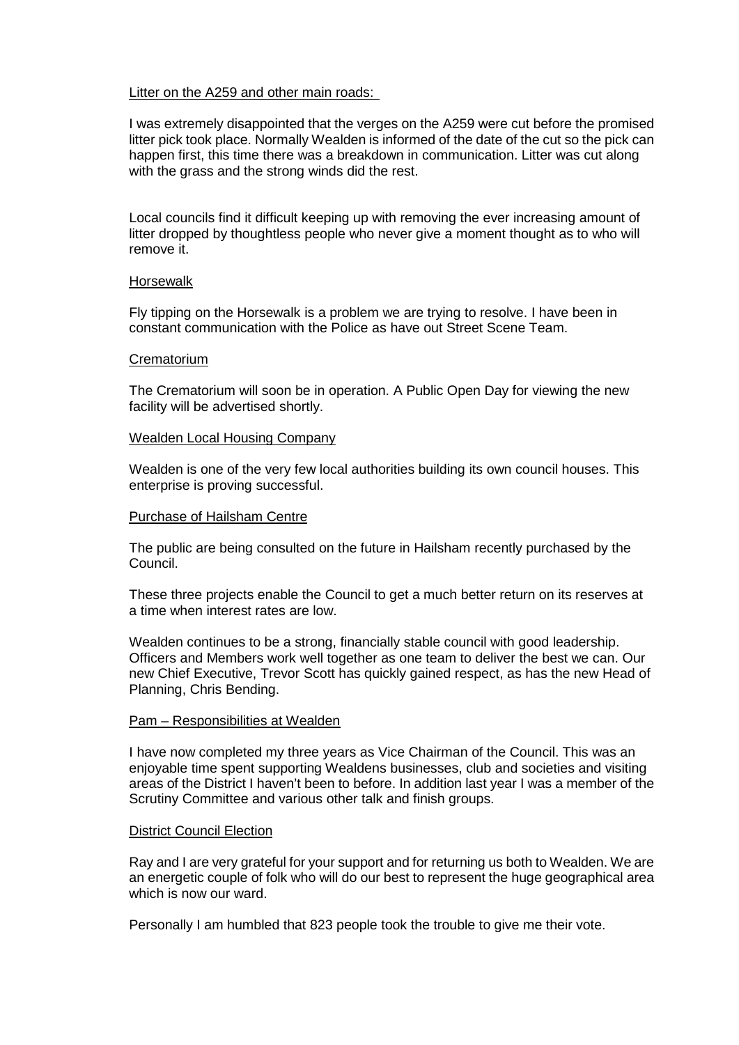<u>Litter on the A259 and other main roads:</u>

I was extremely disappointed that the verges on the A259 were cut before the promised litter pick took place. Normally Wealden is informed of the date of the cut so the pick can happen first, this time there was a breakdown in communication. Litter was cut along with the grass and the strong winds did the rest.

Local councils find it difficult keeping up with removing the ever increasing amount of litter dropped by thoughtless people who never give a moment thought as to who will remove it.

<u>Horsewalk</u>

Fly tipping on the Horsewalk is a problem we are trying to resolve. I have been in constant communication with the Police as have out Street Scene Team.

<u>Crematorium</u>

The Crematorium will soon be in operation. A Public Open Day for viewing the new facility will be advertised shortly.

<u>Wealden Local Housing Company</u>

Wealden is one of the very few local authorities building its own council houses. This enterprise is proving successful.

<u>Purchase of Hailsham Centre</u>

The public are being consulted on the future in Hailsham recently purchased by the Council.

These three projects enable the Council to get a much better return on its reserves at a time when interest rates are low.

Wealden continues to be a strong, financially stable council with good leadership. Officers and Members work well together as one team to deliver the best we can. Our new Chief Executive, Trevor Scott has quickly gained respect, as has the new Head of Planning, Chris Bending.

<u>Pam – Responsibilities at Wealden</u>

I have now completed my three years as Vice Chairman of the Council. This was an enjoyable time spent supporting Wealdens businesses, club and societies and visiting areas of the District I haven't been to before. In addition last year I was a member of the Scrutiny Committee and various other talk and finish groups.

<u>District Council Election</u>

Ray and I are very grateful for your support and for returning us both to Wealden. We are an energetic couple of folk who will do our best to represent the huge geographical area which is now our ward.

Personally I am humbled that 823 people took the trouble to give me their vote.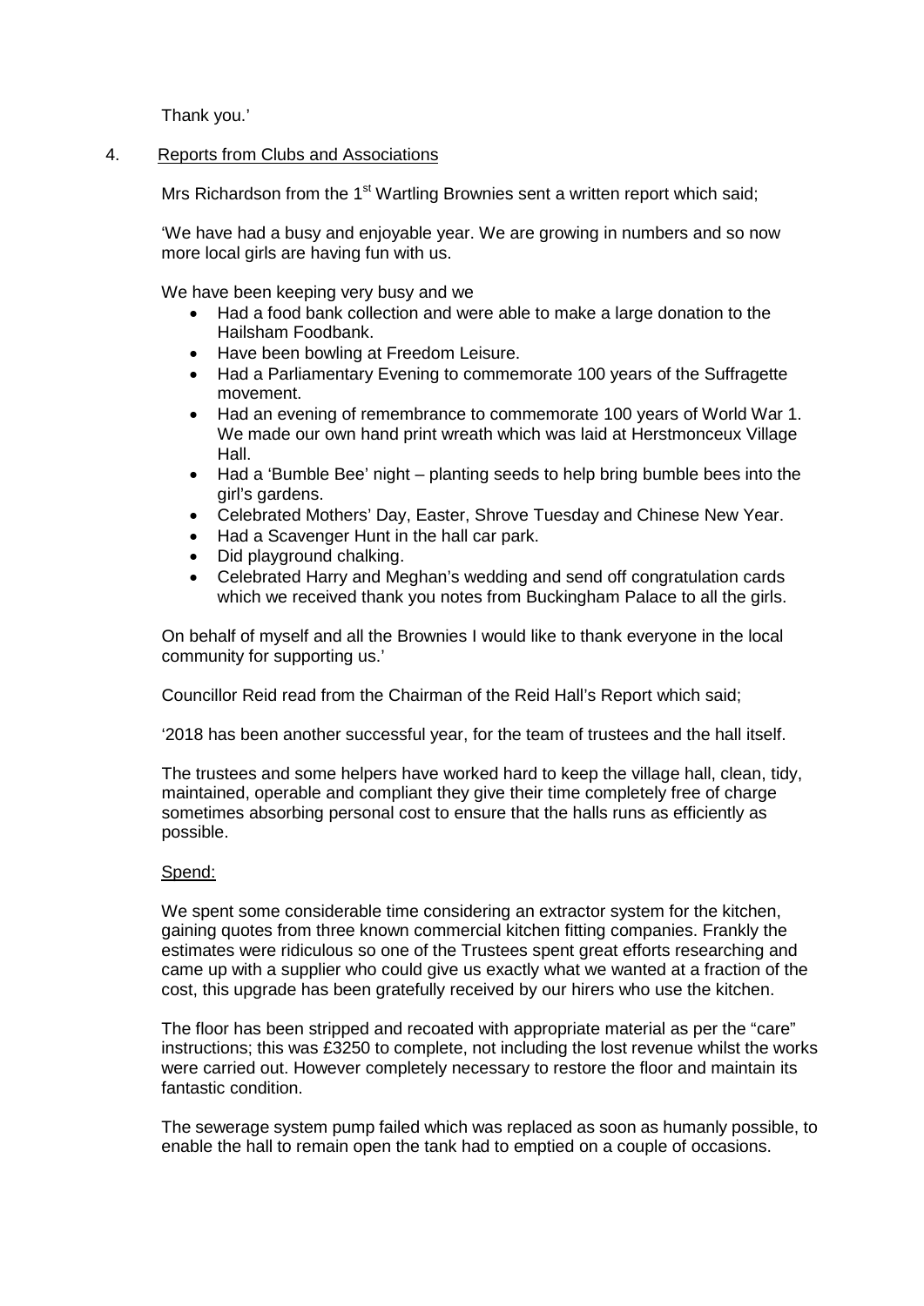Thank you.'

4. Reports from Clubs and Associations

Mrs Richardson from the 1st Wartling Brownies sent a written report which said;

'We have had a busy and enjoyable year. We are growing in numbers and so now more local girls are having fun with us.

We have been keeping very busy and we

- Had a food bank collection and were able to make a large donation to the Hailsham Foodbank.
- Have been bowling at Freedom Leisure.
- Had a Parliamentary Evening to commemorate 100 years of the Suffragette movement.
- Had an evening of remembrance to commemorate 100 years of World War 1. We made our own hand print wreath which was laid at Herstmonceux Village Hall.
- Had a 'Bumble Bee' night – planting seeds to help bring bumble bees into the girl's gardens.
- Celebrated Mothers' Day, Easter, Shrove Tuesday and Chinese New Year.
- Had a Scavenger Hunt in the hall car park.
- Did playground chalking.
- Celebrated Harry and Meghan's wedding and send off congratulation cards which we received thank you notes from Buckingham Palace to all the girls.

On behalf of myself and all the Brownies I would like to thank everyone in the local community for supporting us.'

Councillor Reid read from the Chairman of the Reid Hall's Report which said;

'2018 has been another successful year, for the team of trustees and the hall itself.

The trustees and some helpers have worked hard to keep the village hall, clean, tidy, maintained, operable and compliant they give their time completely free of charge sometimes absorbing personal cost to ensure that the halls runs as efficiently as possible.

Spend:

We spent some considerable time considering an extractor system for the kitchen, gaining quotes from three known commercial kitchen fitting companies. Frankly the estimates were ridiculous so one of the Trustees spent great efforts researching and came up with a supplier who could give us exactly what we wanted at a fraction of the cost, this upgrade has been gratefully received by our hirers who use the kitchen.

The floor has been stripped and recoated with appropriate material as per the "care" instructions; this was £3250 to complete, not including the lost revenue whilst the works were carried out. However completely necessary to restore the floor and maintain its fantastic condition.

The sewerage system pump failed which was replaced as soon as humanly possible, to enable the hall to remain open the tank had to emptied on a couple of occasions.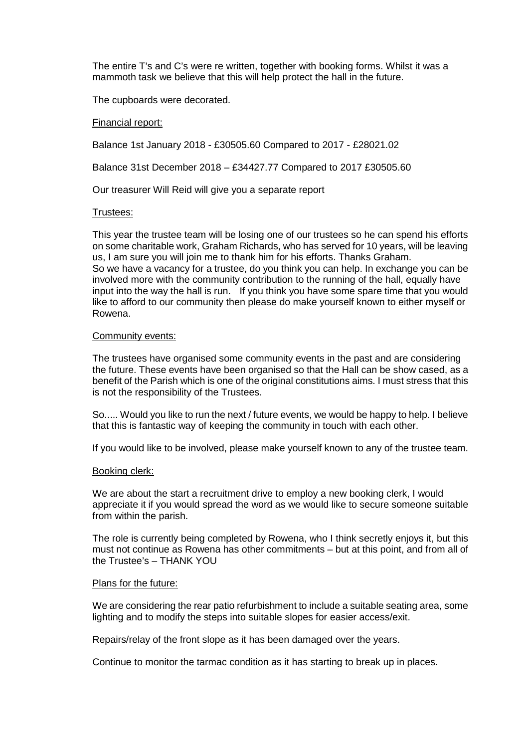The entire T's and C's were re written, together with booking forms. Whilst it was a mammoth task we believe that this will help protect the hall in the future.

The cupboards were decorated.

## Financial report:

Balance 1st January 2018 - £30505.60 Compared to 2017 - £28021.02

Balance 31st December 2018 – £34427.77 Compared to 2017 £30505.60

Our treasurer Will Reid will give you a separate report

## Trustees:

This year the trustee team will be losing one of our trustees so he can spend his efforts on some charitable work, Graham Richards, who has served for 10 years, will be leaving us, I am sure you will join me to thank him for his efforts. Thanks Graham.
So we have a vacancy for a trustee, do you think you can help. In exchange you can be involved more with the community contribution to the running of the hall, equally have input into the way the hall is run. If you think you have some spare time that you would like to afford to our community then please do make yourself known to either myself or Rowena.

## Community events:

The trustees have organised some community events in the past and are considering the future. These events have been organised so that the Hall can be show cased, as a benefit of the Parish which is one of the original constitutions aims. I must stress that this is not the responsibility of the Trustees.

So..... Would you like to run the next / future events, we would be happy to help. I believe that this is fantastic way of keeping the community in touch with each other.

If you would like to be involved, please make yourself known to any of the trustee team.

## Booking clerk:

We are about the start a recruitment drive to employ a new booking clerk, I would appreciate it if you would spread the word as we would like to secure someone suitable from within the parish.

The role is currently being completed by Rowena, who I think secretly enjoys it, but this must not continue as Rowena has other commitments – but at this point, and from all of the Trustee's – THANK YOU

## Plans for the future:

We are considering the rear patio refurbishment to include a suitable seating area, some lighting and to modify the steps into suitable slopes for easier access/exit.

Repairs/relay of the front slope as it has been damaged over the years.

Continue to monitor the tarmac condition as it has starting to break up in places.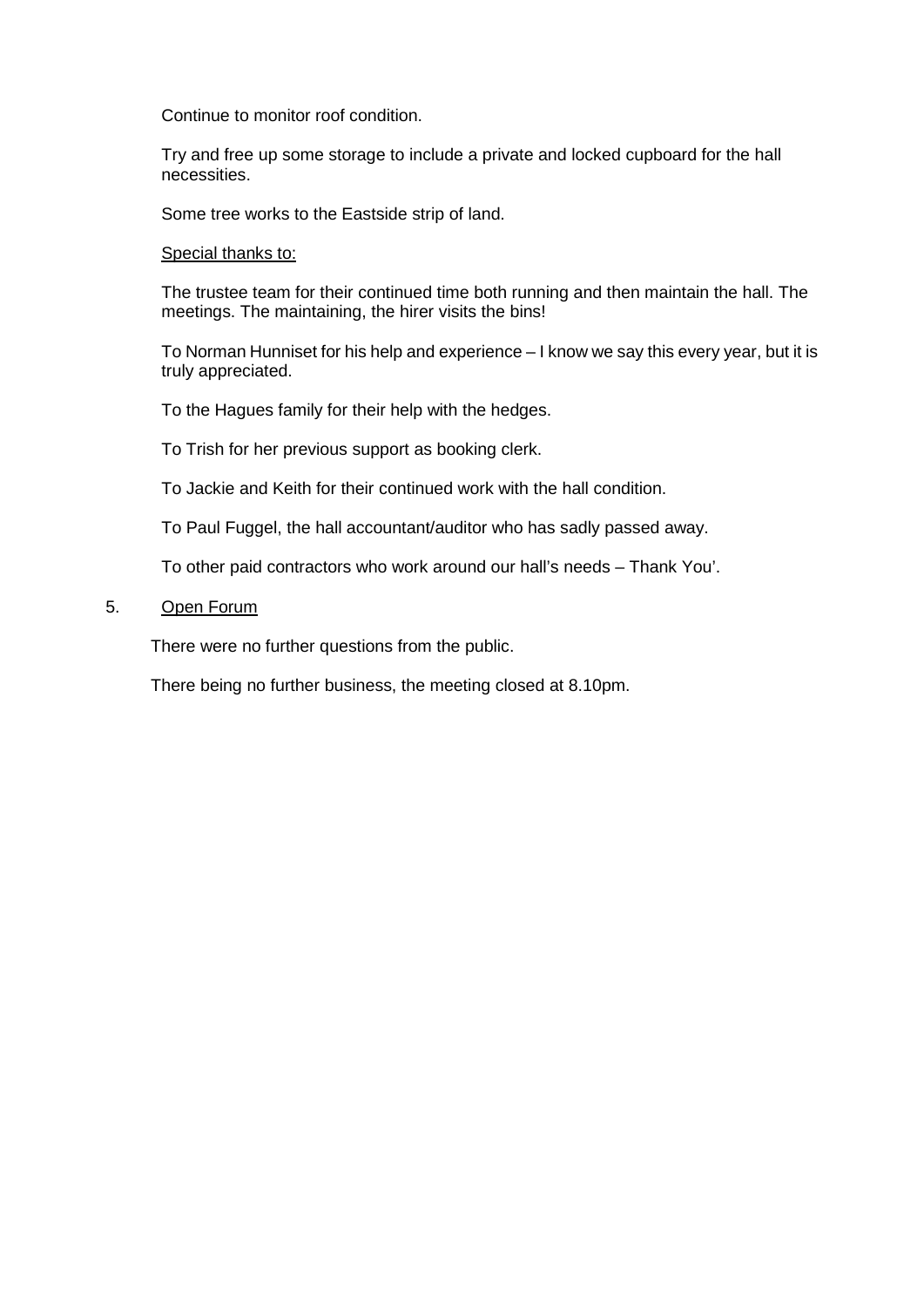Continue to monitor roof condition.

Try and free up some storage to include a private and locked cupboard for the hall necessities.

Some tree works to the Eastside strip of land.

Special thanks to:

The trustee team for their continued time both running and then maintain the hall. The meetings. The maintaining, the hirer visits the bins!

To Norman Hunniset for his help and experience – I know we say this every year, but it is truly appreciated.

To the Hagues family for their help with the hedges.

To Trish for her previous support as booking clerk.

To Jackie and Keith for their continued work with the hall condition.

To Paul Fuggel, the hall accountant/auditor who has sadly passed away.

To other paid contractors who work around our hall's needs – Thank You'.

5. Open Forum

There were no further questions from the public.

There being no further business, the meeting closed at 8.10pm.